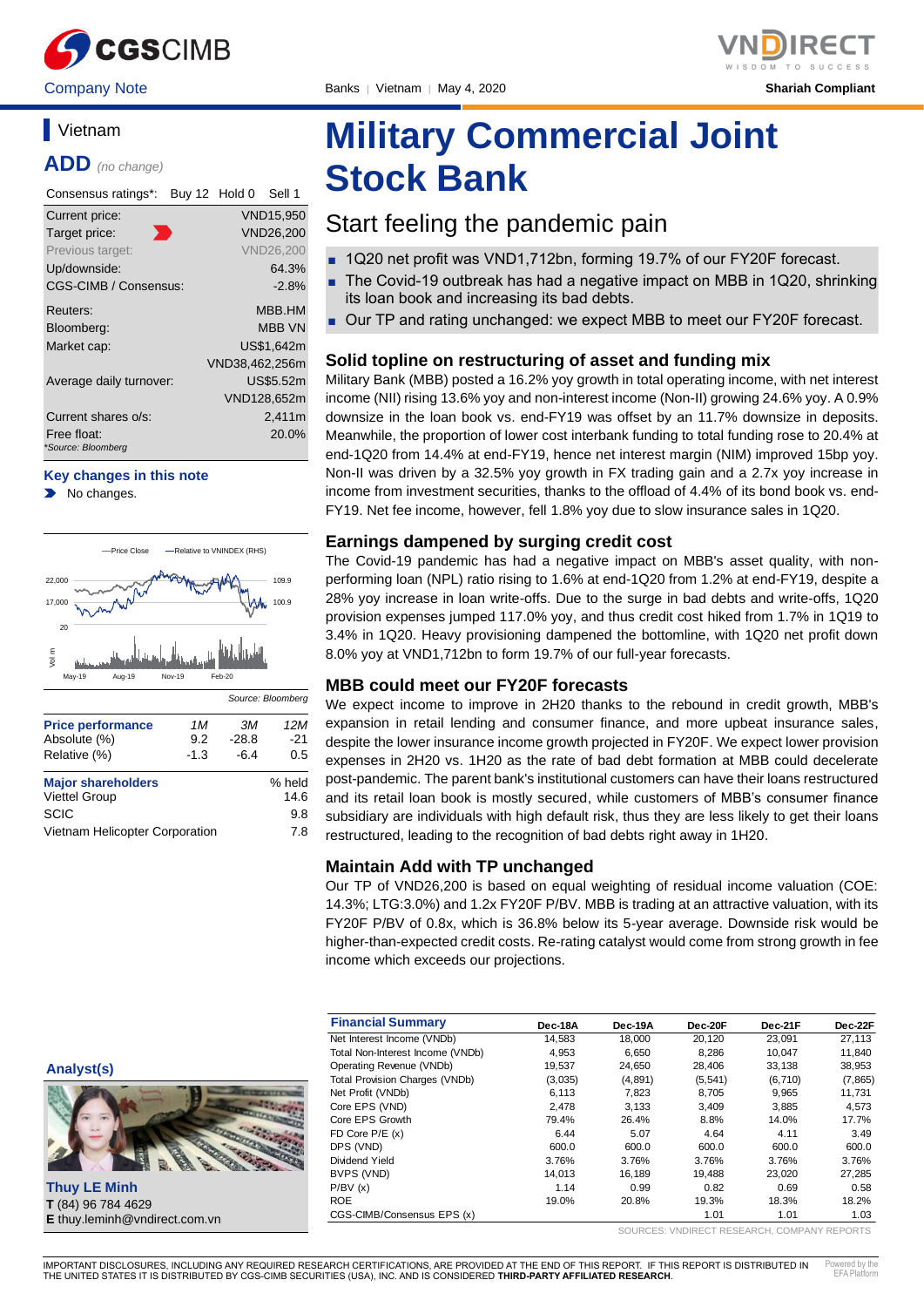CGSCIMB | VNDIRECT

Company Note | Banks | Vietnam | May 4, 2020 | Shariah Compliant

# Vietnam

## ADD *(no change)*

| Consensus ratings*: | Buy 12 Hold 0 Sell 1 |
|---|---|
| Current price: | VND15,950 |
| Target price: | VND26,200 |
| Previous target: | VND26,200 |
| Up/downside: | 64.3% |
| CGS-CIMB / Consensus: | -2.8% |
| Reuters: | MBB.HM |
| Bloomberg: | MBB VN |
| Market cap: | US$1,642m |
| | VND38,462,256m |
| Average daily turnover: | US$5.52m |
| | VND128,652m |
| Current shares o/s: | 2,411m |
| Free float: | 20.0% |

*Source: Bloomberg

### Key changes in this note

- No changes.

Source: Bloomberg

| Price performance | 1M | 3M | 12M |
|---|---|---|---|
| Absolute (%) | 9.2 | -28.8 | -21 |
| Relative (%) | -1.3 | -6.4 | 0.5 |

| Major shareholders | % held |
|---|---|
| Viettel Group | 14.6 |
| SCIC | 9.8 |
| Vietnam Helicopter Corporation | 7.8 |

# Military Commercial Joint Stock Bank

## Start feeling the pandemic pain

- 1Q20 net profit was VND1,712bn, forming 19.7% of our FY20F forecast.
- The Covid-19 outbreak has had a negative impact on MBB in 1Q20, shrinking its loan book and increasing its bad debts.
- Our TP and rating unchanged: we expect MBB to meet our FY20F forecast.

### Solid topline on restructuring of asset and funding mix

Military Bank (MBB) posted a 16.2% yoy growth in total operating income, with net interest income (NII) rising 13.6% yoy and non-interest income (Non-II) growing 24.6% yoy. A 0.9% downsize in the loan book vs. end-FY19 was offset by an 11.7% downsize in deposits. Meanwhile, the proportion of lower cost interbank funding to total funding rose to 20.4% at end-1Q20 from 14.4% at end-FY19, hence net interest margin (NIM) improved 15bp yoy. Non-II was driven by a 32.5% yoy growth in FX trading gain and a 2.7x yoy increase in income from investment securities, thanks to the offload of 4.4% of its bond book vs. end-FY19. Net fee income, however, fell 1.8% yoy due to slow insurance sales in 1Q20.

### Earnings dampened by surging credit cost

The Covid-19 pandemic has had a negative impact on MBB's asset quality, with non-performing loan (NPL) ratio rising to 1.6% at end-1Q20 from 1.2% at end-FY19, despite a 28% yoy increase in loan write-offs. Due to the surge in bad debts and write-offs, 1Q20 provision expenses jumped 117.0% yoy, and thus credit cost hiked from 1.7% in 1Q19 to 3.4% in 1Q20. Heavy provisioning dampened the bottomline, with 1Q20 net profit down 8.0% yoy at VND1,712bn to form 19.7% of our full-year forecasts.

### MBB could meet our FY20F forecasts

We expect income to improve in 2H20 thanks to the rebound in credit growth, MBB's expansion in retail lending and consumer finance, and more upbeat insurance sales, despite the lower insurance income growth projected in FY20F. We expect lower provision expenses in 2H20 vs. 1H20 as the rate of bad debt formation at MBB could decelerate post-pandemic. The parent bank's institutional customers can have their loans restructured and its retail loan book is mostly secured, while customers of MBB's consumer finance subsidiary are individuals with high default risk, thus they are less likely to get their loans restructured, leading to the recognition of bad debts right away in 1H20.

### Maintain Add with TP unchanged

Our TP of VND26,200 is based on equal weighting of residual income valuation (COE: 14.3%; LTG:3.0%) and 1.2x FY20F P/BV. MBB is trading at an attractive valuation, with its FY20F P/BV of 0.8x, which is 36.8% below its 5-year average. Downside risk would be higher-than-expected credit costs. Re-rating catalyst would come from strong growth in fee income which exceeds our projections.

### Analyst(s)

**Thuy LE Minh**
**T** (84) 96 784 4629
**E** thuy.leminh@vndirect.com.vn

| Financial Summary | Dec-18A | Dec-19A | Dec-20F | Dec-21F | Dec-22F |
|---|---|---|---|---|---|
| Net Interest Income (VNDb) | 14,583 | 18,000 | 20,120 | 23,091 | 27,113 |
| Total Non-Interest Income (VNDb) | 4,953 | 6,650 | 8,286 | 10,047 | 11,840 |
| Operating Revenue (VNDb) | 19,537 | 24,650 | 28,406 | 33,138 | 38,953 |
| Total Provision Charges (VNDb) | (3,035) | (4,891) | (5,541) | (6,710) | (7,865) |
| Net Profit (VNDb) | 6,113 | 7,823 | 8,705 | 9,965 | 11,731 |
| Core EPS (VND) | 2,478 | 3,133 | 3,409 | 3,885 | 4,573 |
| Core EPS Growth | 79.4% | 26.4% | 8.8% | 14.0% | 17.7% |
| FD Core P/E (x) | 6.44 | 5.07 | 4.64 | 4.11 | 3.49 |
| DPS (VND) | 600.0 | 600.0 | 600.0 | 600.0 | 600.0 |
| Dividend Yield | 3.76% | 3.76% | 3.76% | 3.76% | 3.76% |
| BVPS (VND) | 14,013 | 16,189 | 19,488 | 23,020 | 27,285 |
| P/BV (x) | 1.14 | 0.99 | 0.82 | 0.69 | 0.58 |
| ROE | 19.0% | 20.8% | 19.3% | 18.3% | 18.2% |
| CGS-CIMB/Consensus EPS (x) | | | 1.01 | 1.01 | 1.03 |

SOURCES: VNDIRECT RESEARCH, COMPANY REPORTS

IMPORTANT DISCLOSURES, INCLUDING ANY REQUIRED RESEARCH CERTIFICATIONS, ARE PROVIDED AT THE END OF THIS REPORT. IF THIS REPORT IS DISTRIBUTED IN THE UNITED STATES IT IS DISTRIBUTED BY CGS-CIMB SECURITIES (USA), INC. AND IS CONSIDERED **THIRD-PARTY AFFILIATED RESEARCH**.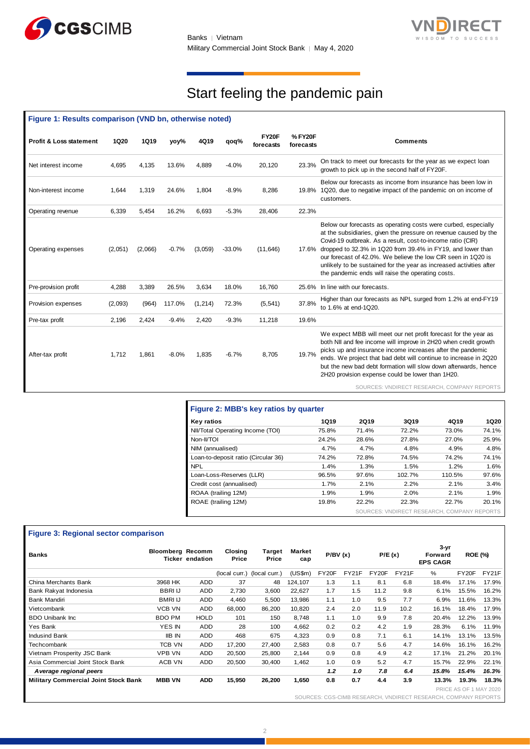# Start feeling the pandemic pain

**Figure 1: Results comparison (VND bn, otherwise noted)**

| Profit & Loss statement | 1Q20 | 1Q19 | yoy% | 4Q19 | qoq% | FY20F forecasts | % FY20F forecasts | Comments |
|---|---|---|---|---|---|---|---|---|
| Net interest income | 4,695 | 4,135 | 13.6% | 4,889 | -4.0% | 20,120 | 23.3% | On track to meet our forecasts for the year as we expect loan growth to pick up in the second half of FY20F. |
| Non-interest income | 1,644 | 1,319 | 24.6% | 1,804 | -8.9% | 8,286 | 19.8% | Below our forecasts as income from insurance has been low in 1Q20, due to negative impact of the pandemic on on income of customers. |
| Operating revenue | 6,339 | 5,454 | 16.2% | 6,693 | -5.3% | 28,406 | 22.3% | |
| Operating expenses | (2,051) | (2,066) | -0.7% | (3,059) | -33.0% | (11,646) | 17.6% | Below our forecasts as operating costs were curbed, especially at the subsidiaries, given the pressure on revenue caused by the Covid-19 outbreak. As a result, cost-to-income ratio (CIR) dropped to 32.3% in 1Q20 from 39.4% in FY19, and lower than our forecast of 42.0%. We believe the low CIR seen in 1Q20 is unlikely to be sustained for the year as increased activities after the pandemic ends will raise the operating costs. |
| Pre-provision profit | 4,288 | 3,389 | 26.5% | 3,634 | 18.0% | 16,760 | 25.6% | In line with our forecasts. |
| Provision expenses | (2,093) | (964) | 117.0% | (1,214) | 72.3% | (5,541) | 37.8% | Higher than our forecasts as NPL surged from 1.2% at end-FY19 to 1.6% at end-1Q20. |
| Pre-tax profit | 2,196 | 2,424 | -9.4% | 2,420 | -9.3% | 11,218 | 19.6% | |
| After-tax profit | 1,712 | 1,861 | -8.0% | 1,835 | -6.7% | 8,705 | 19.7% | We expect MBB will meet our net profit forecast for the year as both NII and fee income will improve in 2H20 when credit growth picks up and insurance income increases after the pandemic ends. We project that bad debt will continue to increase in 2Q20 but the new bad debt formation will slow down afterwards, hence 2H20 provision expense could be lower than 1H20. |

SOURCES: VNDIRECT RESEARCH, COMPANY REPORTS

**Figure 2: MBB's key ratios by quarter**

| Key ratios | 1Q19 | 2Q19 | 3Q19 | 4Q19 | 1Q20 |
|---|---|---|---|---|---|
| NII/Total Operating Income (TOI) | 75.8% | 71.4% | 72.2% | 73.0% | 74.1% |
| Non-II/TOI | 24.2% | 28.6% | 27.8% | 27.0% | 25.9% |
| NIM (annualised) | 4.7% | 4.7% | 4.8% | 4.9% | 4.8% |
| Loan-to-deposit ratio (Circular 36) | 74.2% | 72.8% | 74.5% | 74.2% | 74.1% |
| NPL | 1.4% | 1.3% | 1.5% | 1.2% | 1.6% |
| Loan-Loss-Reserves (LLR) | 96.5% | 97.6% | 102.7% | 110.5% | 97.6% |
| Credit cost (annualised) | 1.7% | 2.1% | 2.2% | 2.1% | 3.4% |
| ROAA (trailing 12M) | 1.9% | 1.9% | 2.0% | 2.1% | 1.9% |
| ROAE (trailing 12M) | 19.8% | 22.2% | 22.3% | 22.7% | 20.1% |

SOURCES: VNDIRECT RESEARCH, COMPANY REPORTS

**Figure 3: Regional sector comparison**

| Banks | Bloomberg Ticker | Recommendation | Closing Price | Target Price | Market cap | P/BV (x) | | P/E (x) | | 3-yr Forward EPS CAGR | ROE (%) | |
|---|---|---|---|---|---|---|---|---|---|---|---|---|
| | | | (local curr.) | (local curr.) | (US$m) | FY20F | FY21F | FY20F | FY21F | % | FY20F | FY21F |
| China Merchants Bank | 3968 HK | ADD | 37 | 48 | 124,107 | 1.3 | 1.1 | 8.1 | 6.8 | 18.4% | 17.1% | 17.9% |
| Bank Rakyat Indonesia | BBRI IJ | ADD | 2,730 | 3,600 | 22,627 | 1.7 | 1.5 | 11.2 | 9.8 | 6.1% | 15.5% | 16.2% |
| Bank Mandiri | BMRI IJ | ADD | 4,460 | 5,500 | 13,986 | 1.1 | 1.0 | 9.5 | 7.7 | 6.9% | 11.6% | 13.3% |
| Vietcombank | VCB VN | ADD | 68,000 | 86,200 | 10,820 | 2.4 | 2.0 | 11.9 | 10.2 | 16.1% | 18.4% | 17.9% |
| BDO Unibank Inc | BDO PM | HOLD | 101 | 150 | 8,748 | 1.1 | 1.0 | 9.9 | 7.8 | 20.4% | 12.2% | 13.9% |
| Yes Bank | YES IN | ADD | 28 | 100 | 4,662 | 0.2 | 0.2 | 4.2 | 1.9 | 28.3% | 6.1% | 11.9% |
| Indusind Bank | IIB IN | ADD | 468 | 675 | 4,323 | 0.9 | 0.8 | 7.1 | 6.1 | 14.1% | 13.1% | 13.5% |
| Techcombank | TCB VN | ADD | 17,200 | 27,400 | 2,583 | 0.8 | 0.7 | 5.6 | 4.7 | 14.6% | 16.1% | 16.2% |
| Vietnam Prosperity JSC Bank | VPB VN | ADD | 20,500 | 25,800 | 2,144 | 0.9 | 0.8 | 4.9 | 4.2 | 17.1% | 21.2% | 20.1% |
| Asia Commercial Joint Stock Bank | ACB VN | ADD | 20,500 | 30,400 | 1,462 | 1.0 | 0.9 | 5.2 | 4.7 | 15.7% | 22.9% | 22.1% |
| ***Average regional peers*** | | | | | | ***1.2*** | ***1.0*** | ***7.8*** | ***6.4*** | ***15.8%*** | ***15.4%*** | ***16.3%*** |
| **Military Commercial Joint Stock Bank** | **MBB VN** | **ADD** | **15,950** | **26,200** | **1,650** | **0.8** | **0.7** | **4.4** | **3.9** | **13.3%** | **19.3%** | **18.3%** |

PRICE AS OF 1 MAY 2020

SOURCES: CGS-CIMB RESEARCH, VNDIRECT RESEARCH, COMPANY REPORTS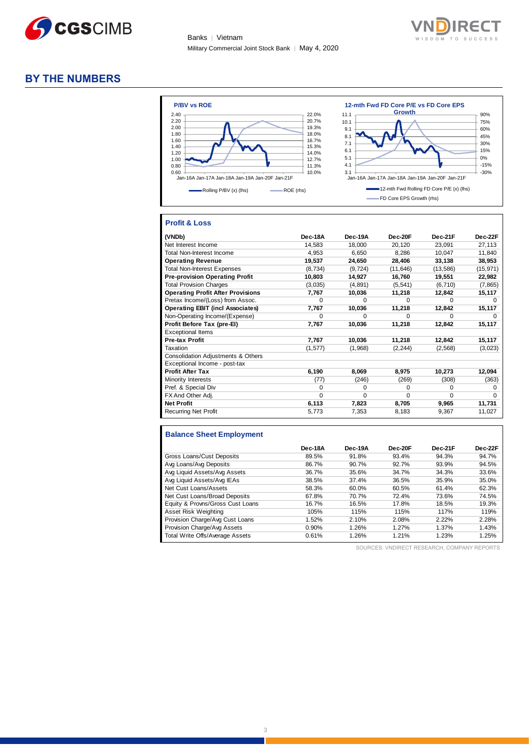# BY THE NUMBERS

**P/BV vs ROE**

Rolling P/BV (x) (lhs) — ROE (rhs)

**12-mth Fwd FD Core P/E vs FD Core EPS Growth**

12-mth Fwd Rolling FD Core P/E (x) (lhs) — FD Core EPS Growth (rhs)

## Profit & Loss

| (VNDb) | Dec-18A | Dec-19A | Dec-20F | Dec-21F | Dec-22F |
|---|---|---|---|---|---|
| Net Interest Income | 14,583 | 18,000 | 20,120 | 23,091 | 27,113 |
| Total Non-Interest Income | 4,953 | 6,650 | 8,286 | 10,047 | 11,840 |
| **Operating Revenue** | **19,537** | **24,650** | **28,406** | **33,138** | **38,953** |
| Total Non-Interest Expenses | (8,734) | (9,724) | (11,646) | (13,586) | (15,971) |
| **Pre-provision Operating Profit** | **10,803** | **14,927** | **16,760** | **19,551** | **22,982** |
| Total Provision Charges | (3,035) | (4,891) | (5,541) | (6,710) | (7,865) |
| **Operating Profit After Provisions** | **7,767** | **10,036** | **11,218** | **12,842** | **15,117** |
| Pretax Income/(Loss) from Assoc. | 0 | 0 | 0 | 0 | 0 |
| **Operating EBIT (incl Associates)** | **7,767** | **10,036** | **11,218** | **12,842** | **15,117** |
| Non-Operating Income/(Expense) | 0 | 0 | 0 | 0 | 0 |
| **Profit Before Tax (pre-EI)** | **7,767** | **10,036** | **11,218** | **12,842** | **15,117** |
| Exceptional Items | | | | | |
| **Pre-tax Profit** | **7,767** | **10,036** | **11,218** | **12,842** | **15,117** |
| Taxation | (1,577) | (1,968) | (2,244) | (2,568) | (3,023) |
| Consolidation Adjustments & Others | | | | | |
| Exceptional Income - post-tax | | | | | |
| **Profit After Tax** | **6,190** | **8,069** | **8,975** | **10,273** | **12,094** |
| Minority Interests | (77) | (246) | (269) | (308) | (363) |
| Pref. & Special Div | 0 | 0 | 0 | 0 | 0 |
| FX And Other Adj. | 0 | 0 | 0 | 0 | 0 |
| **Net Profit** | **6,113** | **7,823** | **8,705** | **9,965** | **11,731** |
| Recurring Net Profit | 5,773 | 7,353 | 8,183 | 9,367 | 11,027 |

## Balance Sheet Employment

| | Dec-18A | Dec-19A | Dec-20F | Dec-21F | Dec-22F |
|---|---|---|---|---|---|
| Gross Loans/Cust Deposits | 89.5% | 91.8% | 93.4% | 94.3% | 94.7% |
| Avg Loans/Avg Deposits | 86.7% | 90.7% | 92.7% | 93.9% | 94.5% |
| Avg Liquid Assets/Avg Assets | 36.7% | 35.6% | 34.7% | 34.3% | 33.6% |
| Avg Liquid Assets/Avg IEAs | 38.5% | 37.4% | 36.5% | 35.9% | 35.0% |
| Net Cust Loans/Assets | 58.3% | 60.0% | 60.5% | 61.4% | 62.3% |
| Net Cust Loans/Broad Deposits | 67.8% | 70.7% | 72.4% | 73.6% | 74.5% |
| Equity & Provns/Gross Cust Loans | 16.7% | 16.5% | 17.8% | 18.5% | 19.3% |
| Asset Risk Weighting | 105% | 115% | 115% | 117% | 119% |
| Provision Charge/Avg Cust Loans | 1.52% | 2.10% | 2.08% | 2.22% | 2.28% |
| Provision Charge/Avg Assets | 0.90% | 1.26% | 1.27% | 1.37% | 1.43% |
| Total Write Offs/Average Assets | 0.61% | 1.26% | 1.21% | 1.23% | 1.25% |

SOURCES: VNDIRECT RESEARCH, COMPANY REPORTS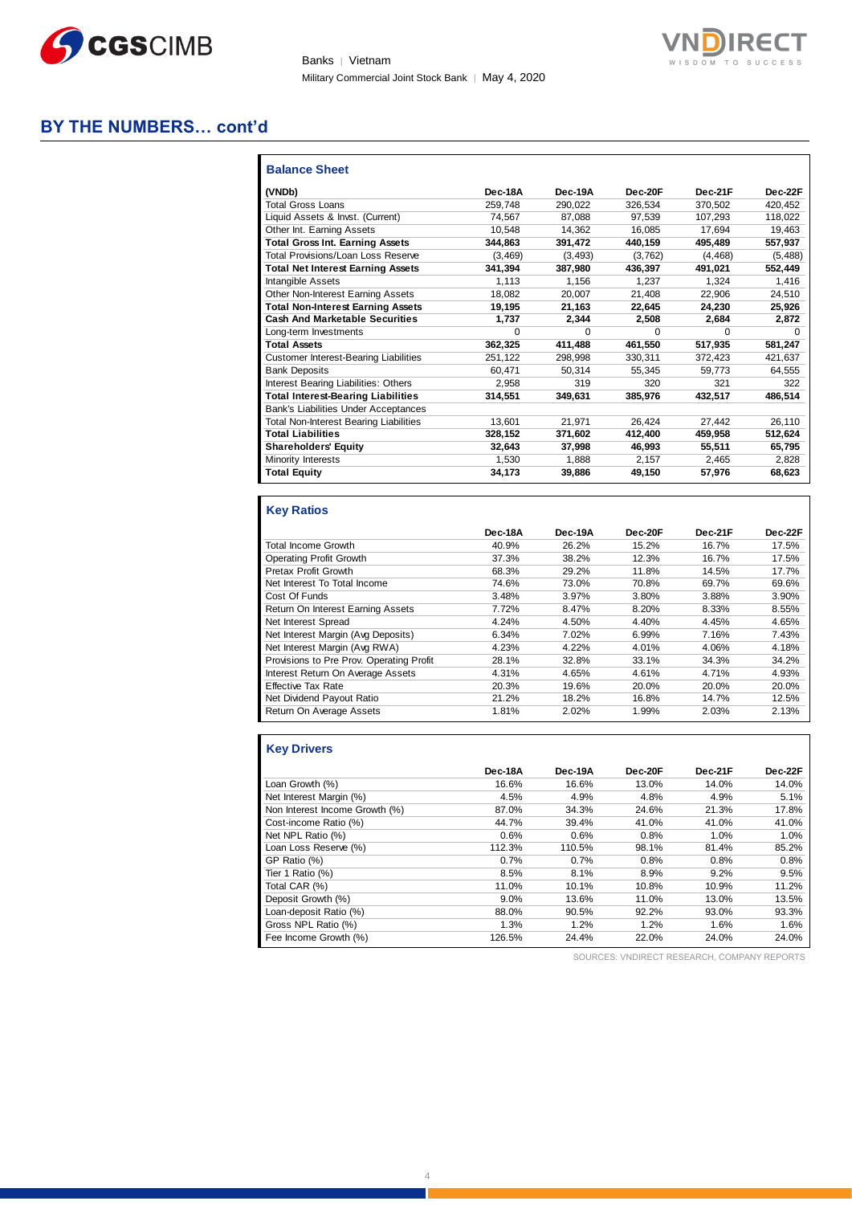## BY THE NUMBERS… cont'd

### Balance Sheet

| (VNDb) | Dec-18A | Dec-19A | Dec-20F | Dec-21F | Dec-22F |
|---|---|---|---|---|---|
| Total Gross Loans | 259,748 | 290,022 | 326,534 | 370,502 | 420,452 |
| Liquid Assets & Invst. (Current) | 74,567 | 87,088 | 97,539 | 107,293 | 118,022 |
| Other Int. Earning Assets | 10,548 | 14,362 | 16,085 | 17,694 | 19,463 |
| **Total Gross Int. Earning Assets** | **344,863** | **391,472** | **440,159** | **495,489** | **557,937** |
| Total Provisions/Loan Loss Reserve | (3,469) | (3,493) | (3,762) | (4,468) | (5,488) |
| **Total Net Interest Earning Assets** | **341,394** | **387,980** | **436,397** | **491,021** | **552,449** |
| Intangible Assets | 1,113 | 1,156 | 1,237 | 1,324 | 1,416 |
| Other Non-Interest Earning Assets | 18,082 | 20,007 | 21,408 | 22,906 | 24,510 |
| **Total Non-Interest Earning Assets** | **19,195** | **21,163** | **22,645** | **24,230** | **25,926** |
| **Cash And Marketable Securities** | **1,737** | **2,344** | **2,508** | **2,684** | **2,872** |
| Long-term Investments | 0 | 0 | 0 | 0 | 0 |
| **Total Assets** | **362,325** | **411,488** | **461,550** | **517,935** | **581,247** |
| Customer Interest-Bearing Liabilities | 251,122 | 298,998 | 330,311 | 372,423 | 421,637 |
| Bank Deposits | 60,471 | 50,314 | 55,345 | 59,773 | 64,555 |
| Interest Bearing Liabilities: Others | 2,958 | 319 | 320 | 321 | 322 |
| **Total Interest-Bearing Liabilities** | **314,551** | **349,631** | **385,976** | **432,517** | **486,514** |
| Bank's Liabilities Under Acceptances | | | | | |
| Total Non-Interest Bearing Liabilities | 13,601 | 21,971 | 26,424 | 27,442 | 26,110 |
| **Total Liabilities** | **328,152** | **371,602** | **412,400** | **459,958** | **512,624** |
| **Shareholders' Equity** | **32,643** | **37,998** | **46,993** | **55,511** | **65,795** |
| Minority Interests | 1,530 | 1,888 | 2,157 | 2,465 | 2,828 |
| **Total Equity** | **34,173** | **39,886** | **49,150** | **57,976** | **68,623** |

### Key Ratios

| | Dec-18A | Dec-19A | Dec-20F | Dec-21F | Dec-22F |
|---|---|---|---|---|---|
| Total Income Growth | 40.9% | 26.2% | 15.2% | 16.7% | 17.5% |
| Operating Profit Growth | 37.3% | 38.2% | 12.3% | 16.7% | 17.5% |
| Pretax Profit Growth | 68.3% | 29.2% | 11.8% | 14.5% | 17.7% |
| Net Interest To Total Income | 74.6% | 73.0% | 70.8% | 69.7% | 69.6% |
| Cost Of Funds | 3.48% | 3.97% | 3.80% | 3.88% | 3.90% |
| Return On Interest Earning Assets | 7.72% | 8.47% | 8.20% | 8.33% | 8.55% |
| Net Interest Spread | 4.24% | 4.50% | 4.40% | 4.45% | 4.65% |
| Net Interest Margin (Avg Deposits) | 6.34% | 7.02% | 6.99% | 7.16% | 7.43% |
| Net Interest Margin (Avg RWA) | 4.23% | 4.22% | 4.01% | 4.06% | 4.18% |
| Provisions to Pre Prov. Operating Profit | 28.1% | 32.8% | 33.1% | 34.3% | 34.2% |
| Interest Return On Average Assets | 4.31% | 4.65% | 4.61% | 4.71% | 4.93% |
| Effective Tax Rate | 20.3% | 19.6% | 20.0% | 20.0% | 20.0% |
| Net Dividend Payout Ratio | 21.2% | 18.2% | 16.8% | 14.7% | 12.5% |
| Return On Average Assets | 1.81% | 2.02% | 1.99% | 2.03% | 2.13% |

### Key Drivers

| | Dec-18A | Dec-19A | Dec-20F | Dec-21F | Dec-22F |
|---|---|---|---|---|---|
| Loan Growth (%) | 16.6% | 16.6% | 13.0% | 14.0% | 14.0% |
| Net Interest Margin (%) | 4.5% | 4.9% | 4.8% | 4.9% | 5.1% |
| Non Interest Income Growth (%) | 87.0% | 34.3% | 24.6% | 21.3% | 17.8% |
| Cost-income Ratio (%) | 44.7% | 39.4% | 41.0% | 41.0% | 41.0% |
| Net NPL Ratio (%) | 0.6% | 0.6% | 0.8% | 1.0% | 1.0% |
| Loan Loss Reserve (%) | 112.3% | 110.5% | 98.1% | 81.4% | 85.2% |
| GP Ratio (%) | 0.7% | 0.7% | 0.8% | 0.8% | 0.8% |
| Tier 1 Ratio (%) | 8.5% | 8.1% | 8.9% | 9.2% | 9.5% |
| Total CAR (%) | 11.0% | 10.1% | 10.8% | 10.9% | 11.2% |
| Deposit Growth (%) | 9.0% | 13.6% | 11.0% | 13.0% | 13.5% |
| Loan-deposit Ratio (%) | 88.0% | 90.5% | 92.2% | 93.0% | 93.3% |
| Gross NPL Ratio (%) | 1.3% | 1.2% | 1.2% | 1.6% | 1.6% |
| Fee Income Growth (%) | 126.5% | 24.4% | 22.0% | 24.0% | 24.0% |

SOURCES: VNDIRECT RESEARCH, COMPANY REPORTS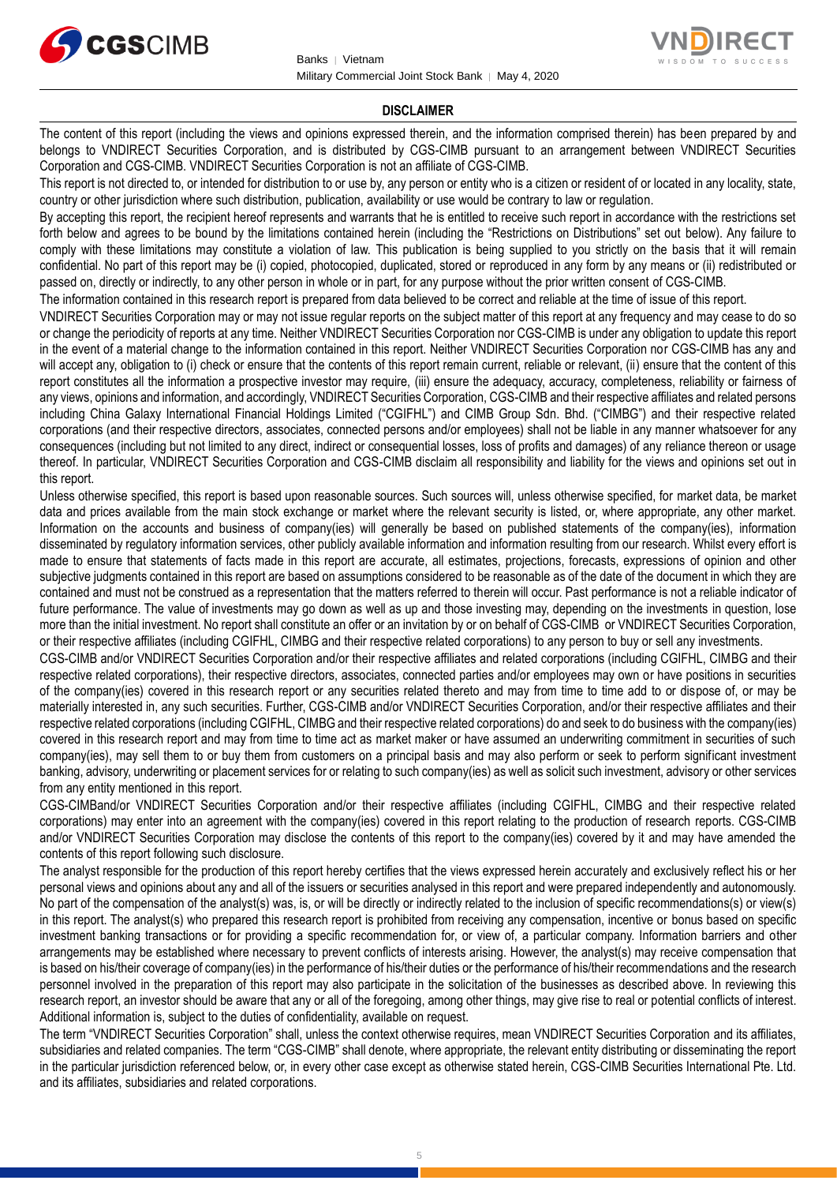## DISCLAIMER

The content of this report (including the views and opinions expressed therein, and the information comprised therein) has been prepared by and belongs to VNDIRECT Securities Corporation, and is distributed by CGS-CIMB pursuant to an arrangement between VNDIRECT Securities Corporation and CGS-CIMB. VNDIRECT Securities Corporation is not an affiliate of CGS-CIMB.

This report is not directed to, or intended for distribution to or use by, any person or entity who is a citizen or resident of or located in any locality, state, country or other jurisdiction where such distribution, publication, availability or use would be contrary to law or regulation.

By accepting this report, the recipient hereof represents and warrants that he is entitled to receive such report in accordance with the restrictions set forth below and agrees to be bound by the limitations contained herein (including the "Restrictions on Distributions" set out below). Any failure to comply with these limitations may constitute a violation of law. This publication is being supplied to you strictly on the basis that it will remain confidential. No part of this report may be (i) copied, photocopied, duplicated, stored or reproduced in any form by any means or (ii) redistributed or passed on, directly or indirectly, to any other person in whole or in part, for any purpose without the prior written consent of CGS-CIMB.

The information contained in this research report is prepared from data believed to be correct and reliable at the time of issue of this report.

VNDIRECT Securities Corporation may or may not issue regular reports on the subject matter of this report at any frequency and may cease to do so or change the periodicity of reports at any time. Neither VNDIRECT Securities Corporation nor CGS-CIMB is under any obligation to update this report in the event of a material change to the information contained in this report. Neither VNDIRECT Securities Corporation nor CGS-CIMB has any and will accept any, obligation to (i) check or ensure that the contents of this report remain current, reliable or relevant, (ii) ensure that the content of this report constitutes all the information a prospective investor may require, (iii) ensure the adequacy, accuracy, completeness, reliability or fairness of any views, opinions and information, and accordingly, VNDIRECT Securities Corporation, CGS-CIMB and their respective affiliates and related persons including China Galaxy International Financial Holdings Limited ("CGIFHL") and CIMB Group Sdn. Bhd. ("CIMBG") and their respective related corporations (and their respective directors, associates, connected persons and/or employees) shall not be liable in any manner whatsoever for any consequences (including but not limited to any direct, indirect or consequential losses, loss of profits and damages) of any reliance thereon or usage thereof. In particular, VNDIRECT Securities Corporation and CGS-CIMB disclaim all responsibility and liability for the views and opinions set out in this report.

Unless otherwise specified, this report is based upon reasonable sources. Such sources will, unless otherwise specified, for market data, be market data and prices available from the main stock exchange or market where the relevant security is listed, or, where appropriate, any other market. Information on the accounts and business of company(ies) will generally be based on published statements of the company(ies), information disseminated by regulatory information services, other publicly available information and information resulting from our research. Whilst every effort is made to ensure that statements of facts made in this report are accurate, all estimates, projections, forecasts, expressions of opinion and other subjective judgments contained in this report are based on assumptions considered to be reasonable as of the date of the document in which they are contained and must not be construed as a representation that the matters referred to therein will occur. Past performance is not a reliable indicator of future performance. The value of investments may go down as well as up and those investing may, depending on the investments in question, lose more than the initial investment. No report shall constitute an offer or an invitation by or on behalf of CGS-CIMB or VNDIRECT Securities Corporation, or their respective affiliates (including CGIFHL, CIMBG and their respective related corporations) to any person to buy or sell any investments.

CGS-CIMB and/or VNDIRECT Securities Corporation and/or their respective affiliates and related corporations (including CGIFHL, CIMBG and their respective related corporations), their respective directors, associates, connected parties and/or employees may own or have positions in securities of the company(ies) covered in this research report or any securities related thereto and may from time to time add to or dispose of, or may be materially interested in, any such securities. Further, CGS-CIMB and/or VNDIRECT Securities Corporation, and/or their respective affiliates and their respective related corporations (including CGIFHL, CIMBG and their respective related corporations) do and seek to do business with the company(ies) covered in this research report and may from time to time act as market maker or have assumed an underwriting commitment in securities of such company(ies), may sell them to or buy them from customers on a principal basis and may also perform or seek to perform significant investment banking, advisory, underwriting or placement services for or relating to such company(ies) as well as solicit such investment, advisory or other services from any entity mentioned in this report.

CGS-CIMBand/or VNDIRECT Securities Corporation and/or their respective affiliates (including CGIFHL, CIMBG and their respective related corporations) may enter into an agreement with the company(ies) covered in this report relating to the production of research reports. CGS-CIMB and/or VNDIRECT Securities Corporation may disclose the contents of this report to the company(ies) covered by it and may have amended the contents of this report following such disclosure.

The analyst responsible for the production of this report hereby certifies that the views expressed herein accurately and exclusively reflect his or her personal views and opinions about any and all of the issuers or securities analysed in this report and were prepared independently and autonomously. No part of the compensation of the analyst(s) was, is, or will be directly or indirectly related to the inclusion of specific recommendations(s) or view(s) in this report. The analyst(s) who prepared this research report is prohibited from receiving any compensation, incentive or bonus based on specific investment banking transactions or for providing a specific recommendation for, or view of, a particular company. Information barriers and other arrangements may be established where necessary to prevent conflicts of interests arising. However, the analyst(s) may receive compensation that is based on his/their coverage of company(ies) in the performance of his/their duties or the performance of his/their recommendations and the research personnel involved in the preparation of this report may also participate in the solicitation of the businesses as described above. In reviewing this research report, an investor should be aware that any or all of the foregoing, among other things, may give rise to real or potential conflicts of interest. Additional information is, subject to the duties of confidentiality, available on request.

The term "VNDIRECT Securities Corporation" shall, unless the context otherwise requires, mean VNDIRECT Securities Corporation and its affiliates, subsidiaries and related companies. The term "CGS-CIMB" shall denote, where appropriate, the relevant entity distributing or disseminating the report in the particular jurisdiction referenced below, or, in every other case except as otherwise stated herein, CGS-CIMB Securities International Pte. Ltd. and its affiliates, subsidiaries and related corporations.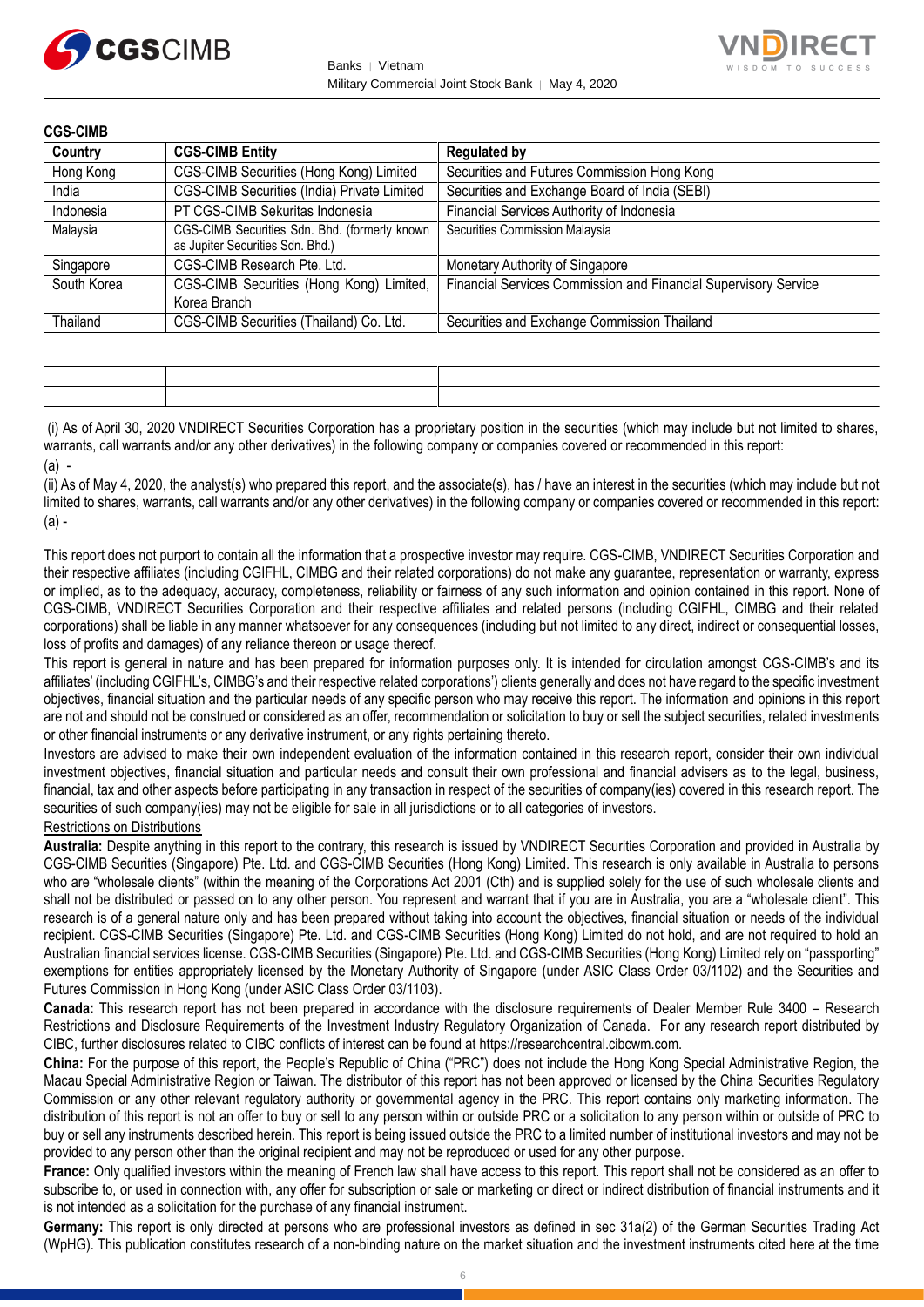**CGS-CIMB**

| Country | CGS-CIMB Entity | Regulated by |
| --- | --- | --- |
| Hong Kong | CGS-CIMB Securities (Hong Kong) Limited | Securities and Futures Commission Hong Kong |
| India | CGS-CIMB Securities (India) Private Limited | Securities and Exchange Board of India (SEBI) |
| Indonesia | PT CGS-CIMB Sekuritas Indonesia | Financial Services Authority of Indonesia |
| Malaysia | CGS-CIMB Securities Sdn. Bhd. (formerly known as Jupiter Securities Sdn. Bhd.) | Securities Commission Malaysia |
| Singapore | CGS-CIMB Research Pte. Ltd. | Monetary Authority of Singapore |
| South Korea | CGS-CIMB Securities (Hong Kong) Limited, Korea Branch | Financial Services Commission and Financial Supervisory Service |
| Thailand | CGS-CIMB Securities (Thailand) Co. Ltd. | Securities and Exchange Commission Thailand |

(i) As of April 30, 2020 VNDIRECT Securities Corporation has a proprietary position in the securities (which may include but not limited to shares, warrants, call warrants and/or any other derivatives) in the following company or companies covered or recommended in this report:

(a) -

(ii) As of May 4, 2020, the analyst(s) who prepared this report, and the associate(s), has / have an interest in the securities (which may include but not limited to shares, warrants, call warrants and/or any other derivatives) in the following company or companies covered or recommended in this report:

(a) -

This report does not purport to contain all the information that a prospective investor may require. CGS-CIMB, VNDIRECT Securities Corporation and their respective affiliates (including CGIFHL, CIMBG and their related corporations) do not make any guarantee, representation or warranty, express or implied, as to the adequacy, accuracy, completeness, reliability or fairness of any such information and opinion contained in this report. None of CGS-CIMB, VNDIRECT Securities Corporation and their respective affiliates and related persons (including CGIFHL, CIMBG and their related corporations) shall be liable in any manner whatsoever for any consequences (including but not limited to any direct, indirect or consequential losses, loss of profits and damages) of any reliance thereon or usage thereof.

This report is general in nature and has been prepared for information purposes only. It is intended for circulation amongst CGS-CIMB's and its affiliates' (including CGIFHL's, CIMBG's and their respective related corporations') clients generally and does not have regard to the specific investment objectives, financial situation and the particular needs of any specific person who may receive this report. The information and opinions in this report are not and should not be construed or considered as an offer, recommendation or solicitation to buy or sell the subject securities, related investments or other financial instruments or any derivative instrument, or any rights pertaining thereto.

Investors are advised to make their own independent evaluation of the information contained in this research report, consider their own individual investment objectives, financial situation and particular needs and consult their own professional and financial advisers as to the legal, business, financial, tax and other aspects before participating in any transaction in respect of the securities of company(ies) covered in this research report. The securities of such company(ies) may not be eligible for sale in all jurisdictions or to all categories of investors.

Restrictions on Distributions

**Australia:** Despite anything in this report to the contrary, this research is issued by VNDIRECT Securities Corporation and provided in Australia by CGS-CIMB Securities (Singapore) Pte. Ltd. and CGS-CIMB Securities (Hong Kong) Limited. This research is only available in Australia to persons who are "wholesale clients" (within the meaning of the Corporations Act 2001 (Cth) and is supplied solely for the use of such wholesale clients and shall not be distributed or passed on to any other person. You represent and warrant that if you are in Australia, you are a "wholesale client". This research is of a general nature only and has been prepared without taking into account the objectives, financial situation or needs of the individual recipient. CGS-CIMB Securities (Singapore) Pte. Ltd. and CGS-CIMB Securities (Hong Kong) Limited do not hold, and are not required to hold an Australian financial services license. CGS-CIMB Securities (Singapore) Pte. Ltd. and CGS-CIMB Securities (Hong Kong) Limited rely on "passporting" exemptions for entities appropriately licensed by the Monetary Authority of Singapore (under ASIC Class Order 03/1102) and the Securities and Futures Commission in Hong Kong (under ASIC Class Order 03/1103).

**Canada:** This research report has not been prepared in accordance with the disclosure requirements of Dealer Member Rule 3400 – Research Restrictions and Disclosure Requirements of the Investment Industry Regulatory Organization of Canada. For any research report distributed by CIBC, further disclosures related to CIBC conflicts of interest can be found at https://researchcentral.cibcwm.com.

**China:** For the purpose of this report, the People's Republic of China ("PRC") does not include the Hong Kong Special Administrative Region, the Macau Special Administrative Region or Taiwan. The distributor of this report has not been approved or licensed by the China Securities Regulatory Commission or any other relevant regulatory authority or governmental agency in the PRC. This report contains only marketing information. The distribution of this report is not an offer to buy or sell to any person within or outside PRC or a solicitation to any person within or outside of PRC to buy or sell any instruments described herein. This report is being issued outside the PRC to a limited number of institutional investors and may not be provided to any person other than the original recipient and may not be reproduced or used for any other purpose.

**France:** Only qualified investors within the meaning of French law shall have access to this report. This report shall not be considered as an offer to subscribe to, or used in connection with, any offer for subscription or sale or marketing or direct or indirect distribution of financial instruments and it is not intended as a solicitation for the purchase of any financial instrument.

**Germany:** This report is only directed at persons who are professional investors as defined in sec 31a(2) of the German Securities Trading Act (WpHG). This publication constitutes research of a non-binding nature on the market situation and the investment instruments cited here at the time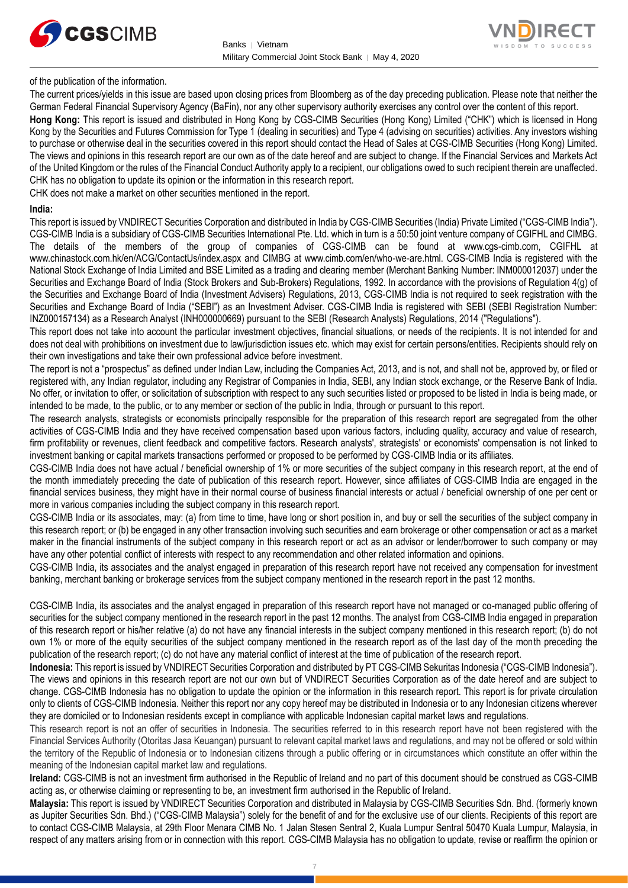of the publication of the information.

The current prices/yields in this issue are based upon closing prices from Bloomberg as of the day preceding publication. Please note that neither the German Federal Financial Supervisory Agency (BaFin), nor any other supervisory authority exercises any control over the content of this report.

**Hong Kong:** This report is issued and distributed in Hong Kong by CGS-CIMB Securities (Hong Kong) Limited ("CHK") which is licensed in Hong Kong by the Securities and Futures Commission for Type 1 (dealing in securities) and Type 4 (advising on securities) activities. Any investors wishing to purchase or otherwise deal in the securities covered in this report should contact the Head of Sales at CGS-CIMB Securities (Hong Kong) Limited. The views and opinions in this research report are our own as of the date hereof and are subject to change. If the Financial Services and Markets Act of the United Kingdom or the rules of the Financial Conduct Authority apply to a recipient, our obligations owed to such recipient therein are unaffected. CHK has no obligation to update its opinion or the information in this research report.

CHK does not make a market on other securities mentioned in the report.

**India:**

This report is issued by VNDIRECT Securities Corporation and distributed in India by CGS-CIMB Securities (India) Private Limited ("CGS-CIMB India"). CGS-CIMB India is a subsidiary of CGS-CIMB Securities International Pte. Ltd. which in turn is a 50:50 joint venture company of CGIFHL and CIMBG. The details of the members of the group of companies of CGS-CIMB can be found at www.cgs-cimb.com, CGIFHL at www.chinastock.com.hk/en/ACG/ContactUs/index.aspx and CIMBG at www.cimb.com/en/who-we-are.html. CGS-CIMB India is registered with the National Stock Exchange of India Limited and BSE Limited as a trading and clearing member (Merchant Banking Number: INM000012037) under the Securities and Exchange Board of India (Stock Brokers and Sub-Brokers) Regulations, 1992. In accordance with the provisions of Regulation 4(g) of the Securities and Exchange Board of India (Investment Advisers) Regulations, 2013, CGS-CIMB India is not required to seek registration with the Securities and Exchange Board of India ("SEBI") as an Investment Adviser. CGS-CIMB India is registered with SEBI (SEBI Registration Number: INZ000157134) as a Research Analyst (INH000000669) pursuant to the SEBI (Research Analysts) Regulations, 2014 ("Regulations").

This report does not take into account the particular investment objectives, financial situations, or needs of the recipients. It is not intended for and does not deal with prohibitions on investment due to law/jurisdiction issues etc. which may exist for certain persons/entities. Recipients should rely on their own investigations and take their own professional advice before investment.

The report is not a "prospectus" as defined under Indian Law, including the Companies Act, 2013, and is not, and shall not be, approved by, or filed or registered with, any Indian regulator, including any Registrar of Companies in India, SEBI, any Indian stock exchange, or the Reserve Bank of India. No offer, or invitation to offer, or solicitation of subscription with respect to any such securities listed or proposed to be listed in India is being made, or intended to be made, to the public, or to any member or section of the public in India, through or pursuant to this report.

The research analysts, strategists or economists principally responsible for the preparation of this research report are segregated from the other activities of CGS-CIMB India and they have received compensation based upon various factors, including quality, accuracy and value of research, firm profitability or revenues, client feedback and competitive factors. Research analysts', strategists' or economists' compensation is not linked to investment banking or capital markets transactions performed or proposed to be performed by CGS-CIMB India or its affiliates.

CGS-CIMB India does not have actual / beneficial ownership of 1% or more securities of the subject company in this research report, at the end of the month immediately preceding the date of publication of this research report. However, since affiliates of CGS-CIMB India are engaged in the financial services business, they might have in their normal course of business financial interests or actual / beneficial ownership of one per cent or more in various companies including the subject company in this research report.

CGS-CIMB India or its associates, may: (a) from time to time, have long or short position in, and buy or sell the securities of the subject company in this research report; or (b) be engaged in any other transaction involving such securities and earn brokerage or other compensation or act as a market maker in the financial instruments of the subject company in this research report or act as an advisor or lender/borrower to such company or may have any other potential conflict of interests with respect to any recommendation and other related information and opinions.

CGS-CIMB India, its associates and the analyst engaged in preparation of this research report have not received any compensation for investment banking, merchant banking or brokerage services from the subject company mentioned in the research report in the past 12 months.

CGS-CIMB India, its associates and the analyst engaged in preparation of this research report have not managed or co-managed public offering of securities for the subject company mentioned in the research report in the past 12 months. The analyst from CGS-CIMB India engaged in preparation of this research report or his/her relative (a) do not have any financial interests in the subject company mentioned in this research report; (b) do not own 1% or more of the equity securities of the subject company mentioned in the research report as of the last day of the month preceding the publication of the research report; (c) do not have any material conflict of interest at the time of publication of the research report.

**Indonesia:** This report is issued by VNDIRECT Securities Corporation and distributed by PT CGS-CIMB Sekuritas Indonesia ("CGS-CIMB Indonesia"). The views and opinions in this research report are not our own but of VNDIRECT Securities Corporation as of the date hereof and are subject to change. CGS-CIMB Indonesia has no obligation to update the opinion or the information in this research report. This report is for private circulation only to clients of CGS-CIMB Indonesia. Neither this report nor any copy hereof may be distributed in Indonesia or to any Indonesian citizens wherever they are domiciled or to Indonesian residents except in compliance with applicable Indonesian capital market laws and regulations.

This research report is not an offer of securities in Indonesia. The securities referred to in this research report have not been registered with the Financial Services Authority (Otoritas Jasa Keuangan) pursuant to relevant capital market laws and regulations, and may not be offered or sold within the territory of the Republic of Indonesia or to Indonesian citizens through a public offering or in circumstances which constitute an offer within the meaning of the Indonesian capital market law and regulations.

**Ireland:** CGS-CIMB is not an investment firm authorised in the Republic of Ireland and no part of this document should be construed as CGS-CIMB acting as, or otherwise claiming or representing to be, an investment firm authorised in the Republic of Ireland.

**Malaysia:** This report is issued by VNDIRECT Securities Corporation and distributed in Malaysia by CGS-CIMB Securities Sdn. Bhd. (formerly known as Jupiter Securities Sdn. Bhd.) ("CGS-CIMB Malaysia") solely for the benefit of and for the exclusive use of our clients. Recipients of this report are to contact CGS-CIMB Malaysia, at 29th Floor Menara CIMB No. 1 Jalan Stesen Sentral 2, Kuala Lumpur Sentral 50470 Kuala Lumpur, Malaysia, in respect of any matters arising from or in connection with this report. CGS-CIMB Malaysia has no obligation to update, revise or reaffirm the opinion or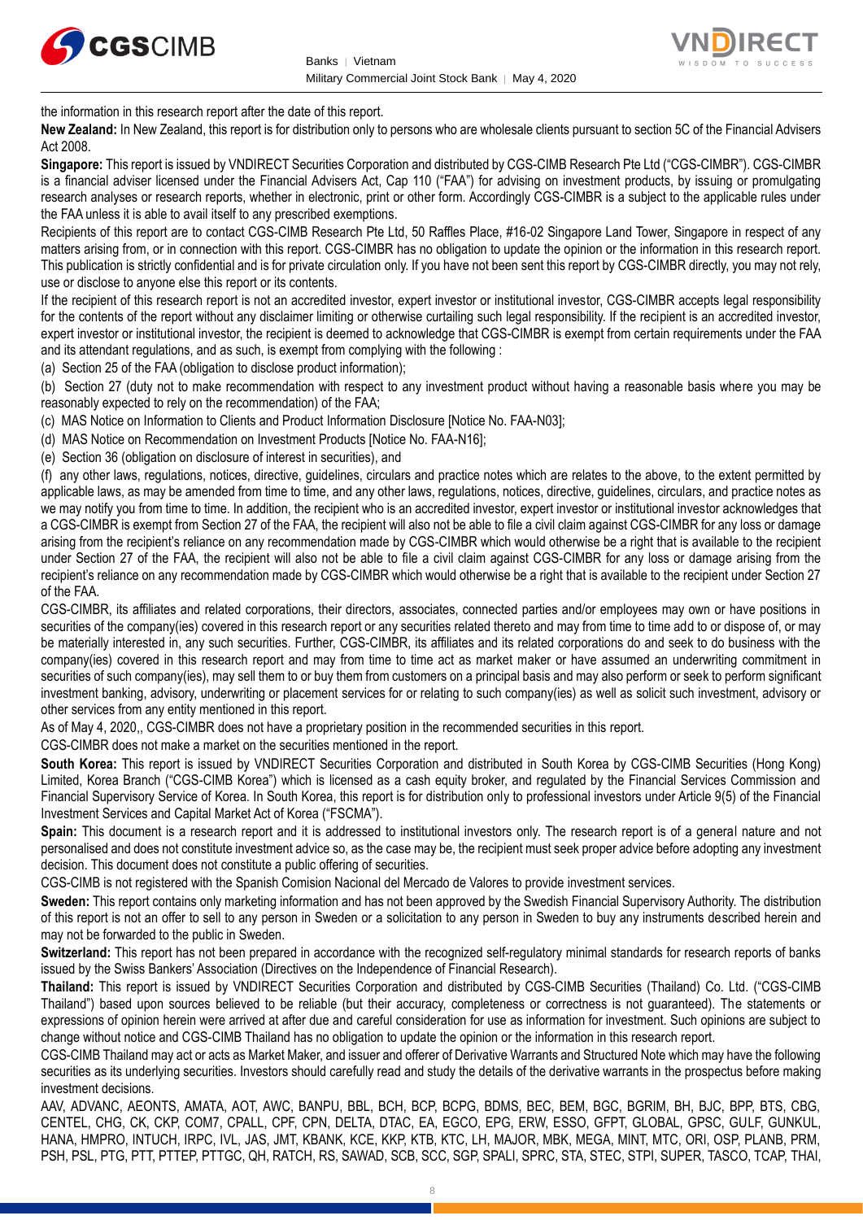the information in this research report after the date of this report.

**New Zealand:** In New Zealand, this report is for distribution only to persons who are wholesale clients pursuant to section 5C of the Financial Advisers Act 2008.

**Singapore:** This report is issued by VNDIRECT Securities Corporation and distributed by CGS-CIMB Research Pte Ltd ("CGS-CIMBR"). CGS-CIMBR is a financial adviser licensed under the Financial Advisers Act, Cap 110 ("FAA") for advising on investment products, by issuing or promulgating research analyses or research reports, whether in electronic, print or other form. Accordingly CGS-CIMBR is a subject to the applicable rules under the FAA unless it is able to avail itself to any prescribed exemptions.

Recipients of this research report are to contact CGS-CIMB Research Pte Ltd, 50 Raffles Place, #16-02 Singapore Land Tower, Singapore in respect of any matters arising from, or in connection with this report. CGS-CIMBR has no obligation to update the opinion or the information in this research report. This publication is strictly confidential and is for private circulation only. If you have not been sent this report by CGS-CIMBR directly, you may not rely, use or disclose to anyone else this report or its contents.

If the recipient of this research report is not an accredited investor, expert investor or institutional investor, CGS-CIMBR accepts legal responsibility for the contents of the report without any disclaimer limiting or otherwise curtailing such legal responsibility. If the recipient is an accredited investor, expert investor or institutional investor, the recipient is deemed to acknowledge that CGS-CIMBR is exempt from certain requirements under the FAA and its attendant regulations, and as such, is exempt from complying with the following :

(a) Section 25 of the FAA (obligation to disclose product information);

(b) Section 27 (duty not to make recommendation with respect to any investment product without having a reasonable basis where you may be reasonably expected to rely on the recommendation) of the FAA;

(c) MAS Notice on Information to Clients and Product Information Disclosure [Notice No. FAA-N03];

(d) MAS Notice on Recommendation on Investment Products [Notice No. FAA-N16];

(e) Section 36 (obligation on disclosure of interest in securities), and

(f) any other laws, regulations, notices, directive, guidelines, circulars and practice notes which are relates to the above, to the extent permitted by applicable laws, as may be amended from time to time, and any other laws, regulations, notices, directive, guidelines, circulars, and practice notes as we may notify you from time to time. In addition, the recipient who is an accredited investor, expert investor or institutional investor acknowledges that a CGS-CIMBR is exempt from Section 27 of the FAA, the recipient will also not be able to file a civil claim against CGS-CIMBR for any loss or damage arising from the recipient's reliance on any recommendation made by CGS-CIMBR which would otherwise be a right that is available to the recipient under Section 27 of the FAA, the recipient will also not be able to file a civil claim against CGS-CIMBR for any loss or damage arising from the recipient's reliance on any recommendation made by CGS-CIMBR which would otherwise be a right that is available to the recipient under Section 27 of the FAA.

CGS-CIMBR, its affiliates and related corporations, their directors, associates, connected parties and/or employees may own or have positions in securities of the company(ies) covered in this research report or any securities related thereto and may from time to time add to or dispose of, or may be materially interested in, any such securities. Further, CGS-CIMBR, its affiliates and its related corporations do and seek to do business with the company(ies) covered in this research report and may from time to time act as market maker or have assumed an underwriting commitment in securities of such company(ies), may sell them to or buy them from customers on a principal basis and may also perform or seek to perform significant investment banking, advisory, underwriting or placement services for or relating to such company(ies) as well as solicit such investment, advisory or other services from any entity mentioned in this report.

As of May 4, 2020,, CGS-CIMBR does not have a proprietary position in the recommended securities in this report.

CGS-CIMBR does not make a market on the securities mentioned in the report.

**South Korea:** This report is issued by VNDIRECT Securities Corporation and distributed in South Korea by CGS-CIMB Securities (Hong Kong) Limited, Korea Branch ("CGS-CIMB Korea") which is licensed as a cash equity broker, and regulated by the Financial Services Commission and Financial Supervisory Service of Korea. In South Korea, this report is for distribution only to professional investors under Article 9(5) of the Financial Investment Services and Capital Market Act of Korea ("FSCMA").

**Spain:** This document is a research report and it is addressed to institutional investors only. The research report is of a general nature and not personalised and does not constitute investment advice so, as the case may be, the recipient must seek proper advice before adopting any investment decision. This document does not constitute a public offering of securities.

CGS-CIMB is not registered with the Spanish Comision Nacional del Mercado de Valores to provide investment services.

**Sweden:** This report contains only marketing information and has not been approved by the Swedish Financial Supervisory Authority. The distribution of this report is not an offer to sell to any person in Sweden or a solicitation to any person in Sweden to buy any instruments described herein and may not be forwarded to the public in Sweden.

**Switzerland:** This report has not been prepared in accordance with the recognized self-regulatory minimal standards for research reports of banks issued by the Swiss Bankers' Association (Directives on the Independence of Financial Research).

**Thailand:** This report is issued by VNDIRECT Securities Corporation and distributed by CGS-CIMB Securities (Thailand) Co. Ltd. ("CGS-CIMB Thailand") based upon sources believed to be reliable (but their accuracy, completeness or correctness is not guaranteed). The statements or expressions of opinion herein were arrived at after due and careful consideration for use as information for investment. Such opinions are subject to change without notice and CGS-CIMB Thailand has no obligation to update the opinion or the information in this research report.

CGS-CIMB Thailand may act or acts as Market Maker, and issuer and offerer of Derivative Warrants and Structured Note which may have the following securities as its underlying securities. Investors should carefully read and study the details of the derivative warrants in the prospectus before making investment decisions.

AAV, ADVANC, AEONTS, AMATA, AOT, AWC, BANPU, BBL, BCH, BCP, BCPG, BDMS, BEC, BEM, BGC, BGRIM, BH, BJC, BPP, BTS, CBG, CENTEL, CHG, CK, CKP, COM7, CPALL, CPF, CPN, DELTA, DTAC, EA, EGCO, EPG, ERW, ESSO, GFPT, GLOBAL, GPSC, GULF, GUNKUL, HANA, HMPRO, INTUCH, IRPC, IVL, JAS, JMT, KBANK, KCE, KKP, KTB, KTC, LH, MAJOR, MBK, MEGA, MINT, MTC, ORI, OSP, PLANB, PRM, PSH, PSL, PTG, PTT, PTTEP, PTTGC, QH, RATCH, RS, SAWAD, SCB, SCC, SGP, SPALI, SPRC, STA, STEC, STPI, SUPER, TASCO, TCAP, THAI,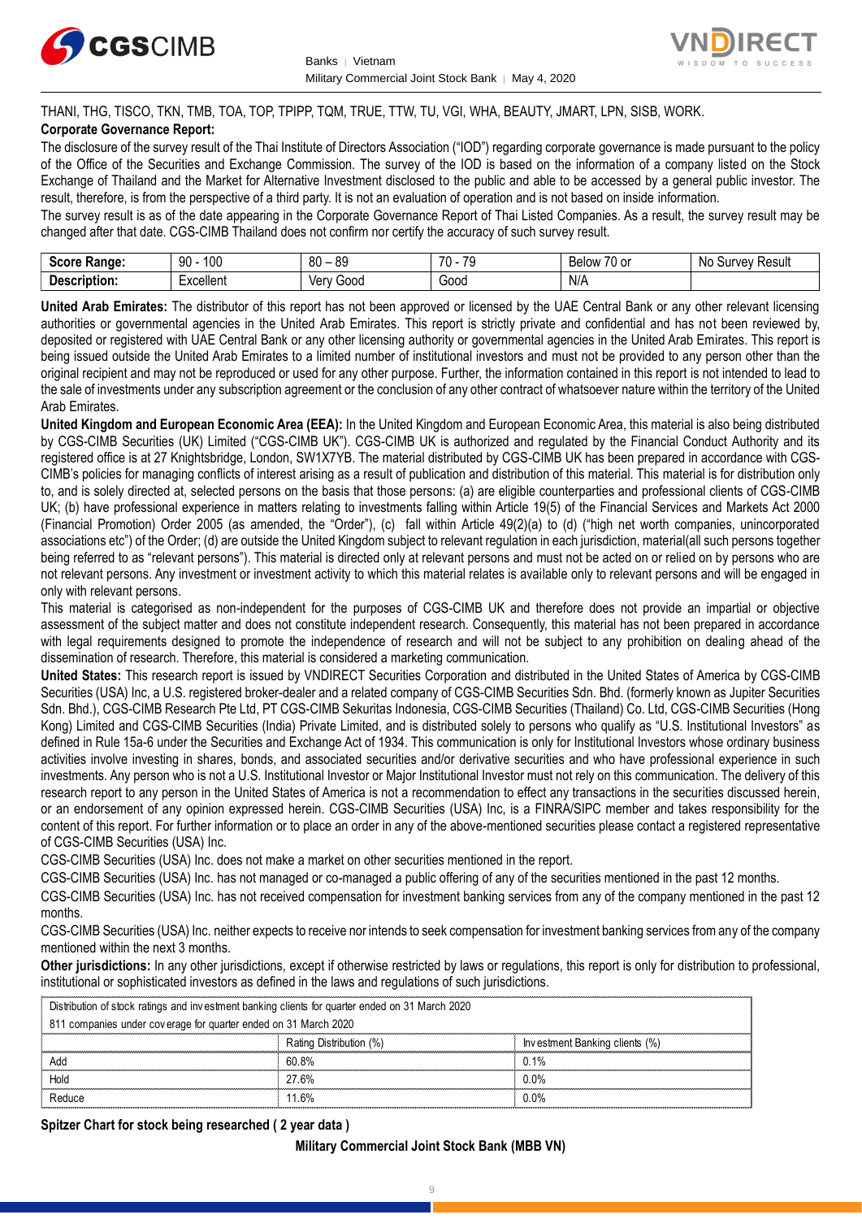THANI, THG, TISCO, TKN, TMB, TOA, TOP, TPIPP, TQM, TRUE, TTW, TU, VGI, WHA, BEAUTY, JMART, LPN, SISB, WORK.

**Corporate Governance Report:**

The disclosure of the survey result of the Thai Institute of Directors Association ("IOD") regarding corporate governance is made pursuant to the policy of the Office of the Securities and Exchange Commission. The survey of the IOD is based on the information of a company listed on the Stock Exchange of Thailand and the Market for Alternative Investment disclosed to the public and able to be accessed by a general public investor. The result, therefore, is from the perspective of a third party. It is not an evaluation of operation and is not based on inside information.

The survey result is as of the date appearing in the Corporate Governance Report of Thai Listed Companies. As a result, the survey result may be changed after that date. CGS-CIMB Thailand does not confirm nor certify the accuracy of such survey result.

| **Score Range:** | 90 - 100 | 80 – 89 | 70 - 79 | Below 70 or | No Survey Result |
|---|---|---|---|---|---|
| **Description:** | Excellent | Very Good | Good | N/A | |

**United Arab Emirates:** The distributor of this report has not been approved or licensed by the UAE Central Bank or any other relevant licensing authorities or governmental agencies in the United Arab Emirates. This report is strictly private and confidential and has not been reviewed by, deposited or registered with UAE Central Bank or any other licensing authority or governmental agencies in the United Arab Emirates. This report is being issued outside the United Arab Emirates to a limited number of institutional investors and must not be provided to any person other than the original recipient and may not be reproduced or used for any other purpose. Further, the information contained in this report is not intended to lead to the sale of investments under any subscription agreement or the conclusion of any other contract of whatsoever nature within the territory of the United Arab Emirates.

**United Kingdom and European Economic Area (EEA):** In the United Kingdom and European Economic Area, this material is also being distributed by CGS-CIMB Securities (UK) Limited ("CGS-CIMB UK"). CGS-CIMB UK is authorized and regulated by the Financial Conduct Authority and its registered office is at 27 Knightsbridge, London, SW1X7YB. The material distributed by CGS-CIMB UK has been prepared in accordance with CGS-CIMB's policies for managing conflicts of interest arising as a result of publication and distribution of this material. This material is for distribution only to, and is solely directed at, selected persons on the basis that those persons: (a) are eligible counterparties and professional clients of CGS-CIMB UK; (b) have professional experience in matters relating to investments falling within Article 19(5) of the Financial Services and Markets Act 2000 (Financial Promotion) Order 2005 (as amended, the "Order"), (c) fall within Article 49(2)(a) to (d) ("high net worth companies, unincorporated associations etc") of the Order; (d) are outside the United Kingdom subject to relevant regulation in each jurisdiction, material(all such persons together being referred to as "relevant persons"). This material is directed only at relevant persons and must not be acted on or relied on by persons who are not relevant persons. Any investment or investment activity to which this material relates is available only to relevant persons and will be engaged in only with relevant persons.

This material is categorised as non-independent for the purposes of CGS-CIMB UK and therefore does not provide an impartial or objective assessment of the subject matter and does not constitute independent research. Consequently, this material has not been prepared in accordance with legal requirements designed to promote the independence of research and will not be subject to any prohibition on dealing ahead of the dissemination of research. Therefore, this material is considered a marketing communication.

**United States:** This research report is issued by VNDIRECT Securities Corporation and distributed in the United States of America by CGS-CIMB Securities (USA) Inc, a U.S. registered broker-dealer and a related company of CGS-CIMB Securities Sdn. Bhd. (formerly known as Jupiter Securities Sdn. Bhd.), CGS-CIMB Research Pte Ltd, PT CGS-CIMB Sekuritas Indonesia, CGS-CIMB Securities (Thailand) Co. Ltd, CGS-CIMB Securities (Hong Kong) Limited and CGS-CIMB Securities (India) Private Limited, and is distributed solely to persons who qualify as "U.S. Institutional Investors" as defined in Rule 15a-6 under the Securities and Exchange Act of 1934. This communication is only for Institutional Investors whose ordinary business activities involve investing in shares, bonds, and associated securities and/or derivative securities and who have professional experience in such investments. Any person who is not a U.S. Institutional Investor or Major Institutional Investor must not rely on this communication. The delivery of this research report to any person in the United States of America is not a recommendation to effect any transactions in the securities discussed herein, or an endorsement of any opinion expressed herein. CGS-CIMB Securities (USA) Inc, is a FINRA/SIPC member and takes responsibility for the content of this report. For further information or to place an order in any of the above-mentioned securities please contact a registered representative of CGS-CIMB Securities (USA) Inc.

CGS-CIMB Securities (USA) Inc. does not make a market on other securities mentioned in the report.

CGS-CIMB Securities (USA) Inc. has not managed or co-managed a public offering of any of the securities mentioned in the past 12 months.

CGS-CIMB Securities (USA) Inc. has not received compensation for investment banking services from any of the company mentioned in the past 12 months.

CGS-CIMB Securities (USA) Inc. neither expects to receive nor intends to seek compensation for investment banking services from any of the company mentioned within the next 3 months.

**Other jurisdictions:** In any other jurisdictions, except if otherwise restricted by laws or regulations, this report is only for distribution to professional, institutional or sophisticated investors as defined in the laws and regulations of such jurisdictions.

| Distribution of stock ratings and investment banking clients for quarter ended on 31 March 2020 | | |
|---|---|---|
| 811 companies under coverage for quarter ended on 31 March 2020 | | |
| | Rating Distribution (%) | Investment Banking clients (%) |
| Add | 60.8% | 0.1% |
| Hold | 27.6% | 0.0% |
| Reduce | 11.6% | 0.0% |

**Spitzer Chart for stock being researched ( 2 year data )**

**Military Commercial Joint Stock Bank (MBB VN)**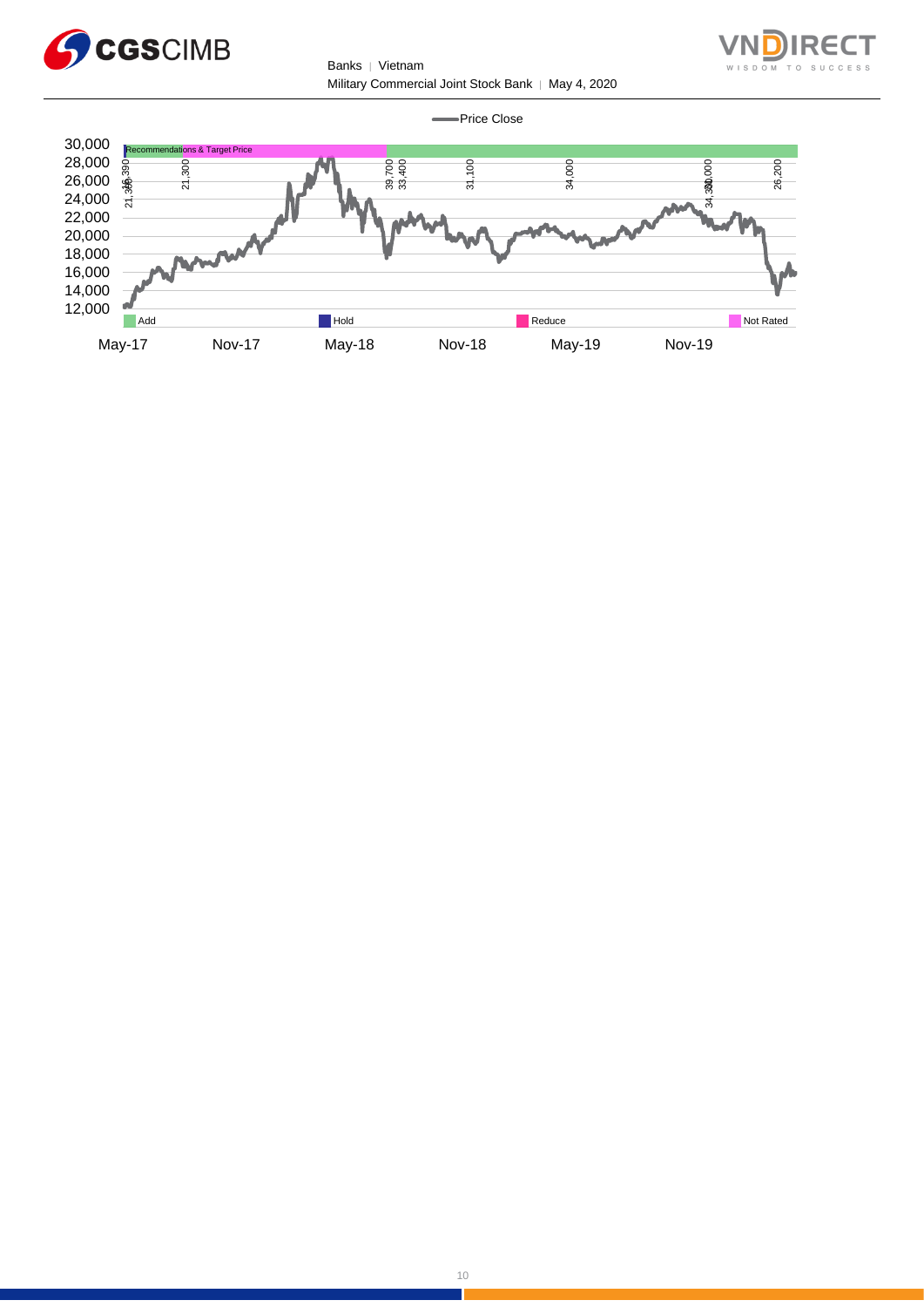Price Close

30,000
28,000
26,000
24,000
22,000
20,000
18,000
16,000
14,000
12,000

Recommendations & Target Price

21,390 | 16,390 | 21,300 | 39,700 | 33,400 | 31,100 | 34,000 | 34,300 | 30,000 | 26,200

Add | Hold | Reduce | Not Rated

May-17 | Nov-17 | May-18 | Nov-18 | May-19 | Nov-19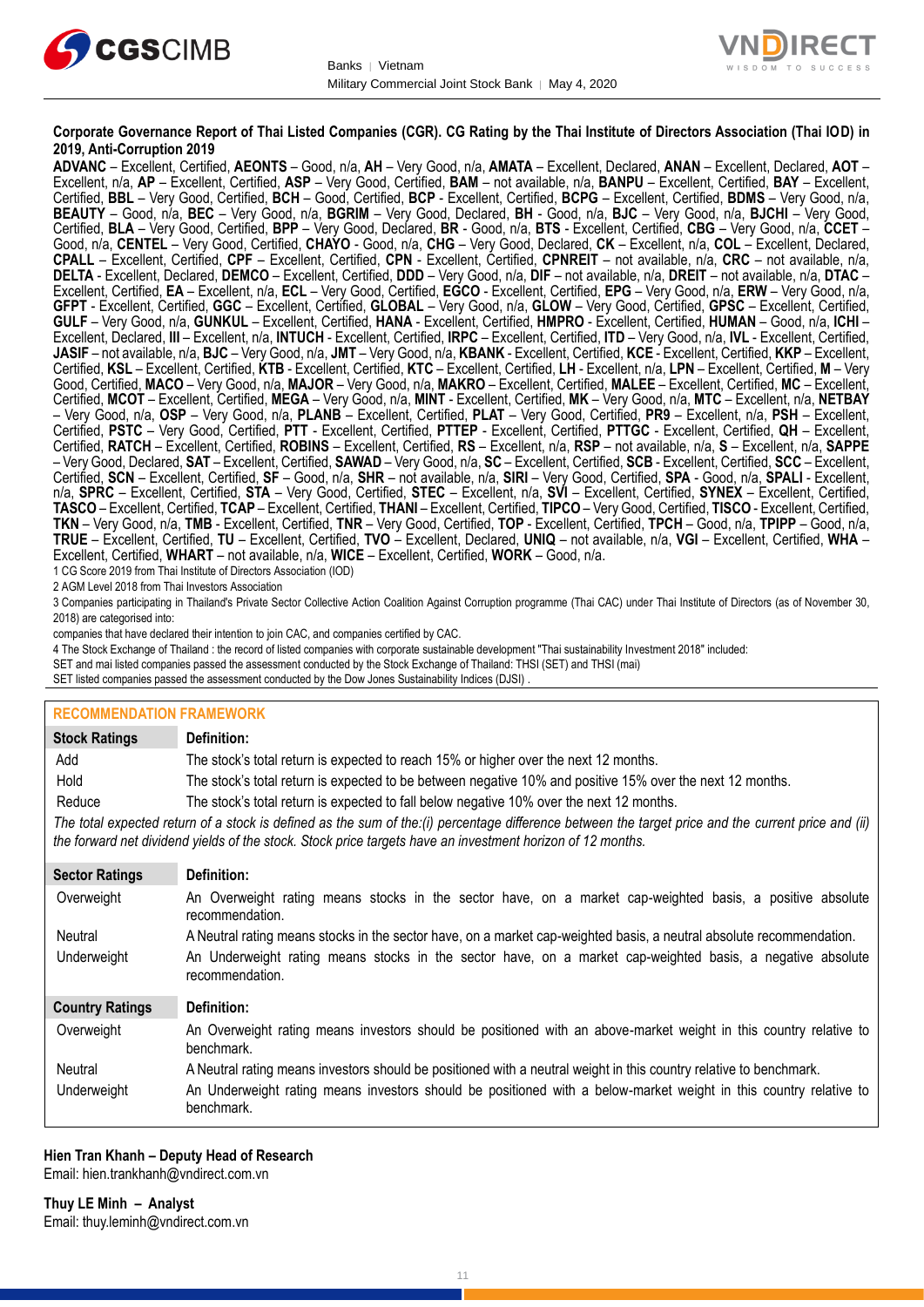**Corporate Governance Report of Thai Listed Companies (CGR). CG Rating by the Thai Institute of Directors Association (Thai IOD) in 2019, Anti-Corruption 2019**

**ADVANC** – Excellent, Certified, **AEONTS** – Good, n/a, **AH** – Very Good, n/a, **AMATA** – Excellent, Declared, **ANAN** – Excellent, Declared, **AOT** – Excellent, n/a, **AP** – Excellent, Certified, **ASP** – Very Good, Certified, **BAM** – not available, n/a, **BANPU** – Excellent, Certified, **BAY** – Excellent, Certified, **BBL** – Very Good, Certified, **BCH** – Good, Certified, **BCP** - Excellent, Certified, **BCPG** – Excellent, Certified, **BDMS** – Very Good, n/a, **BEAUTY** – Good, n/a, **BEC** – Very Good, n/a, **BGRIM** – Very Good, Declared, **BH** - Good, n/a, **BJC** – Very Good, n/a, **BJCHI** – Very Good, Certified, **BLA** – Very Good, Certified, **BPP** – Very Good, Declared, **BR** - Good, n/a, **BTS** - Excellent, Certified, **CBG** – Very Good, n/a, **CCET** – Good, n/a, **CENTEL** – Very Good, Certified, **CHAYO** - Good, n/a, **CHG** – Very Good, Declared, **CK** – Excellent, n/a, **COL** – Excellent, Declared, **CPALL** – Excellent, Certified, **CPF** – Excellent, Certified, **CPN** - Excellent, Certified, **CPNREIT** – not available, n/a, **CRC** – not available, n/a, **DELTA** - Excellent, Declared, **DEMCO** – Excellent, Certified, **DDD** – Very Good, n/a, **DIF** – not available, n/a, **DREIT** – not available, n/a, **DTAC** – Excellent, Certified, **EA** – Excellent, n/a, **ECL** – Very Good, Certified, **EGCO** - Excellent, Certified, **EPG** – Very Good, n/a, **ERW** – Very Good, n/a, **GFPT** - Excellent, Certified, **GGC** – Excellent, Certified, **GLOBAL** – Very Good, n/a, **GLOW** – Very Good, Certified, **GPSC** – Excellent, Certified, **GULF** – Very Good, n/a, **GUNKUL** – Excellent, Certified, **HANA** - Excellent, Certified, **HMPRO** - Excellent, Certified, **HUMAN** – Good, n/a, **ICHI** – Excellent, Declared, **III** – Excellent, n/a, **INTUCH** - Excellent, Certified, **IRPC** – Excellent, Certified, **ITD** – Very Good, n/a, **IVL** - Excellent, Certified, **JASIF** – not available, n/a, **BJC** – Very Good, n/a, **JMT** – Very Good, n/a, **KBANK** - Excellent, Certified, **KCE** - Excellent, Certified, **KKP** – Excellent, Certified, **KSL** – Excellent, Certified, **KTB** - Excellent, Certified, **KTC** – Excellent, Certified, **LH** - Excellent, n/a, **LPN** – Excellent, Certified, **M** – Very Good, Certified, **MACO** – Very Good, n/a, **MAJOR** – Very Good, n/a, **MAKRO** – Excellent, Certified, **MALEE** – Excellent, Certified, **MC** – Excellent, Certified, **MCOT** – Excellent, Certified, **MEGA** – Very Good, n/a, **MINT** - Excellent, Certified, **MK** – Very Good, n/a, **MTC** – Excellent, n/a, **NETBAY** – Very Good, n/a, **OSP** – Very Good, n/a, **PLANB** – Excellent, Certified, **PLAT** – Very Good, Certified, **PR9** – Excellent, n/a, **PSH** – Excellent, Certified, **PSTC** – Very Good, Certified, **PTT** - Excellent, Certified, **PTTEP** - Excellent, Certified, **PTTGC** - Excellent, Certified, **QH** – Excellent, Certified, **RATCH** – Excellent, Certified, **ROBINS** – Excellent, Certified, **RS** – Excellent, n/a, **RSP** – not available, n/a, **S** – Excellent, n/a, **SAPPE** – Very Good, Declared, **SAT** – Excellent, Certified, **SAWAD** – Very Good, n/a, **SC** – Excellent, Certified, **SCB** - Excellent, Certified, **SCC** – Excellent, Certified, **SCN** – Excellent, Certified, **SF** – Good, n/a, **SHR** – not available, n/a, **SIRI** – Very Good, Certified, **SPA** - Good, n/a, **SPALI** - Excellent, n/a, **SPRC** – Excellent, Certified, **STA** – Very Good, Certified, **STEC** – Excellent, n/a, **SVI** – Excellent, Certified, **SYNEX** – Excellent, Certified, **TASCO** – Excellent, Certified, **TCAP** – Excellent, Certified, **THANI** – Excellent, Certified, **TIPCO** – Very Good, Certified, **TISCO** - Excellent, Certified, **TKN** – Very Good, n/a, **TMB** - Excellent, Certified, **TNR** – Very Good, Certified, **TOP** - Excellent, Certified, **TPCH** – Good, n/a, **TPIPP** – Good, n/a, **TRUE** – Excellent, Certified, **TU** – Excellent, Certified, **TVO** – Excellent, Declared, **UNIQ** – not available, n/a, **VGI** – Excellent, Certified, **WHA** – Excellent, Certified, **WHART** – not available, n/a, **WICE** – Excellent, Certified, **WORK** – Good, n/a.

1 CG Score 2019 from Thai Institute of Directors Association (IOD)

2 AGM Level 2018 from Thai Investors Association

3 Companies participating in Thailand's Private Sector Collective Action Coalition Against Corruption programme (Thai CAC) under Thai Institute of Directors (as of November 30, 2018) are categorised into:

companies that have declared their intention to join CAC, and companies certified by CAC.

4 The Stock Exchange of Thailand : the record of listed companies with corporate sustainable development "Thai sustainability Investment 2018" included:

SET and mai listed companies passed the assessment conducted by the Stock Exchange of Thailand: THSI (SET) and THSI (mai)

SET listed companies passed the assessment conducted by the Dow Jones Sustainability Indices (DJSI) .

## RECOMMENDATION FRAMEWORK

| Stock Ratings | Definition: |
|---|---|
| Add | The stock's total return is expected to reach 15% or higher over the next 12 months. |
| Hold | The stock's total return is expected to be between negative 10% and positive 15% over the next 12 months. |
| Reduce | The stock's total return is expected to fall below negative 10% over the next 12 months. |

*The total expected return of a stock is defined as the sum of the:(i) percentage difference between the target price and the current price and (ii) the forward net dividend yields of the stock. Stock price targets have an investment horizon of 12 months.*

| Sector Ratings | Definition: |
|---|---|
| Overweight | An Overweight rating means stocks in the sector have, on a market cap-weighted basis, a positive absolute recommendation. |
| Neutral | A Neutral rating means stocks in the sector have, on a market cap-weighted basis, a neutral absolute recommendation. |
| Underweight | An Underweight rating means stocks in the sector have, on a market cap-weighted basis, a negative absolute recommendation. |

| Country Ratings | Definition: |
|---|---|
| Overweight | An Overweight rating means investors should be positioned with an above-market weight in this country relative to benchmark. |
| Neutral | A Neutral rating means investors should be positioned with a neutral weight in this country relative to benchmark. |
| Underweight | An Underweight rating means investors should be positioned with a below-market weight in this country relative to benchmark. |

**Hien Tran Khanh – Deputy Head of Research**
Email: hien.trankhanh@vndirect.com.vn

**Thuy LE Minh – Analyst**
Email: thuy.leminh@vndirect.com.vn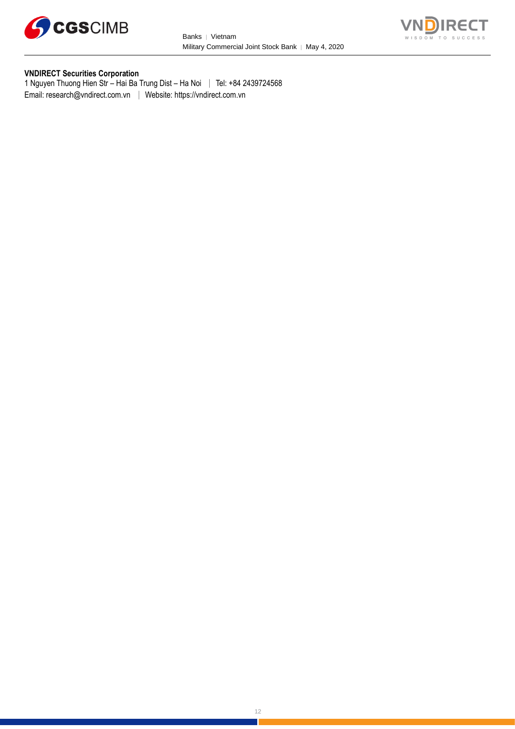**VNDIRECT Securities Corporation**

1 Nguyen Thuong Hien Str – Hai Ba Trung Dist – Ha Noi | Tel: +84 2439724568

Email: research@vndirect.com.vn | Website: https://vndirect.com.vn